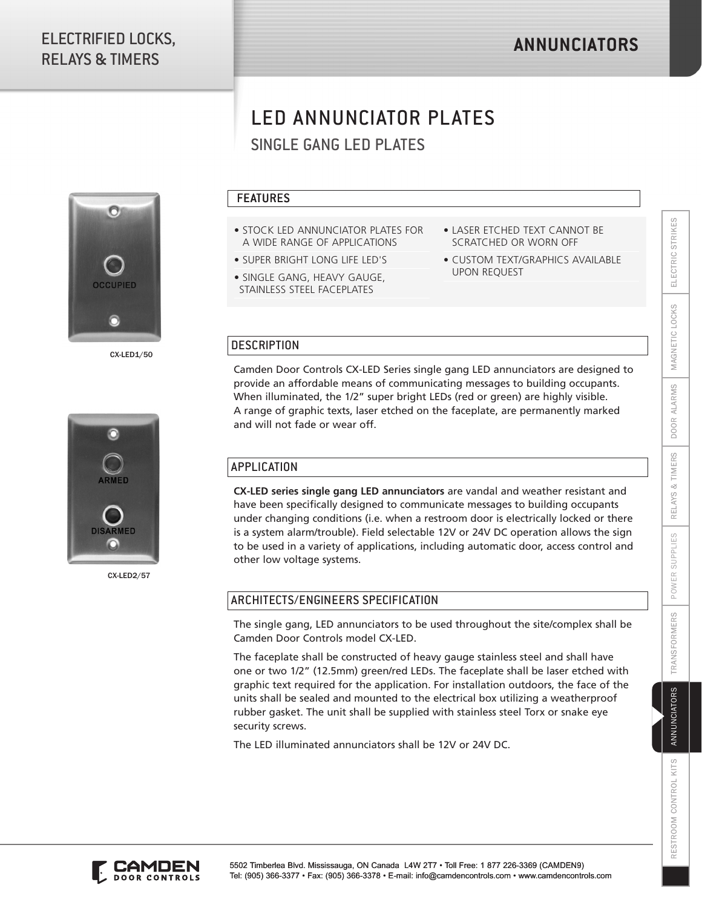# LED ANNUNCIATOR PLATES

## SINGLE GANG LED PLATES

CX-LED1/50

CX-LED2/57

### FEATURES

- STOCK LED ANNUNCIATOR PLATES FOR A WIDE RANGE OF APPLICATIONS
- SUPER BRIGHT LONG LIFE LED'S
- SINGLE GANG, HEAVY GAUGE, STAINLESS STEEL FACEPLATES
- LASER ETCHED TEXT CANNOT BE SCRATCHED OR WORN OFF
- CUSTOM TEXT/GRAPHICS AVAILABLE UPON REQUEST

### DESCRIPTION

Camden Door Controls CX-LED Series single gang LED annunciators are designed to provide an affordable means of communicating messages to building occupants. When illuminated, the 1/2" super bright LEDs (red or green) are highly visible. A range of graphic texts, laser etched on the faceplate, are permanently marked and will not fade or wear off.

### APPLICATION

**CX-LED series single gang LED annunciators** are vandal and weather resistant and have been specifically designed to communicate messages to building occupants under changing conditions (i.e. when a restroom door is electrically locked or there is a system alarm/trouble). Field selectable 12V or 24V DC operation allows the sign to be used in a variety of applications, including automatic door, access control and other low voltage systems.

### ARCHITECTS/ENGINEERS SPECIFICATION

The single gang, LED annunciators to be used throughout the site/complex shall be Camden Door Controls model CX-LED.

The faceplate shall be constructed of heavy gauge stainless steel and shall have one or two 1/2" (12.5mm) green/red LEDs. The faceplate shall be laser etched with graphic text required for the application. For installation outdoors, the face of the units shall be sealed and mounted to the electrical box utilizing a weatherproof rubber gasket. The unit shall be supplied with stainless steel Torx or snake eye security screws.

The LED illuminated annunciators shall be 12V or 24V DC.

5502 Timberlea Blvd. Mississauga, ON Canada L4W 2T7 • Toll Free: 1 877 226-3369 (CAMDEN9)
Tel: (905) 366-3377 • Fax: (905) 366-3378 • E-mail: info@camdencontrols.com • www.camdencontrols.com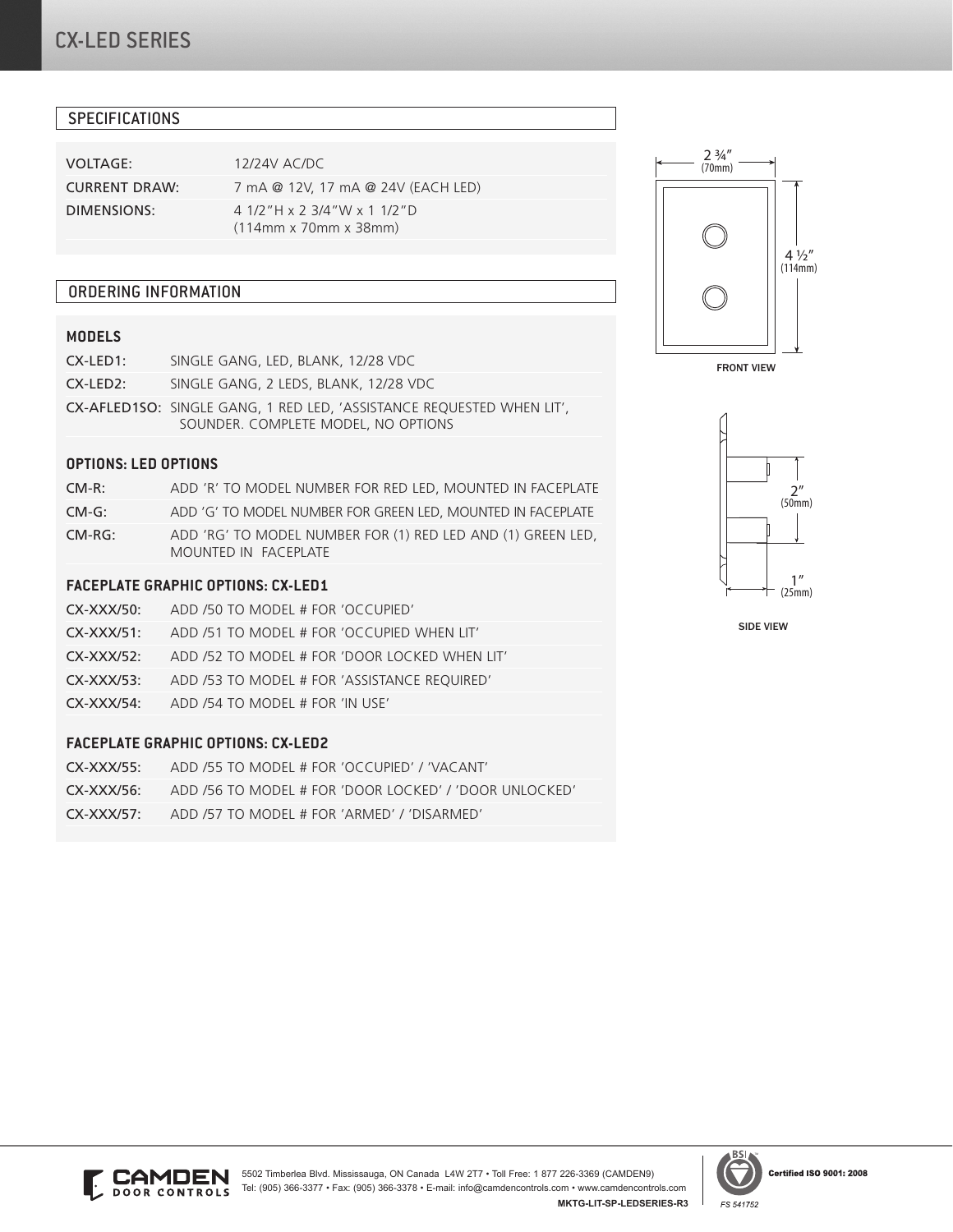# CX-LED SERIES

## SPECIFICATIONS

| | |
|---|---|
| VOLTAGE: | 12/24V AC/DC |
| CURRENT DRAW: | 7 mA @ 12V, 17 mA @ 24V (EACH LED) |
| DIMENSIONS: | 4 1/2”H x 2 3/4”W x 1 1/2”D (114mm x 70mm x 38mm) |

## ORDERING INFORMATION

### MODELS

| | |
|---|---|
| CX-LED1: | SINGLE GANG, LED, BLANK, 12/28 VDC |
| CX-LED2: | SINGLE GANG, 2 LEDS, BLANK, 12/28 VDC |
| CX-AFLED1SO: | SINGLE GANG, 1 RED LED, ’ASSISTANCE REQUESTED WHEN LIT’, SOUNDER. COMPLETE MODEL, NO OPTIONS |

### OPTIONS: LED OPTIONS

| | |
|---|---|
| CM-R: | ADD ’R’ TO MODEL NUMBER FOR RED LED, MOUNTED IN FACEPLATE |
| CM-G: | ADD ’G’ TO MODEL NUMBER FOR GREEN LED, MOUNTED IN FACEPLATE |
| CM-RG: | ADD ’RG’ TO MODEL NUMBER FOR (1) RED LED AND (1) GREEN LED, MOUNTED IN FACEPLATE |

### FACEPLATE GRAPHIC OPTIONS: CX-LED1

| | |
|---|---|
| CX-XXX/50: | ADD /50 TO MODEL # FOR ’OCCUPIED’ |
| CX-XXX/51: | ADD /51 TO MODEL # FOR ’OCCUPIED WHEN LIT’ |
| CX-XXX/52: | ADD /52 TO MODEL # FOR ’DOOR LOCKED WHEN LIT’ |
| CX-XXX/53: | ADD /53 TO MODEL # FOR ’ASSISTANCE REQUIRED’ |
| CX-XXX/54: | ADD /54 TO MODEL # FOR ’IN USE’ |

### FACEPLATE GRAPHIC OPTIONS: CX-LED2

| | |
|---|---|
| CX-XXX/55: | ADD /55 TO MODEL # FOR ’OCCUPIED’ / ’VACANT’ |
| CX-XXX/56: | ADD /56 TO MODEL # FOR ’DOOR LOCKED’ / ’DOOR UNLOCKED’ |
| CX-XXX/57: | ADD /57 TO MODEL # FOR ’ARMED’ / ’DISARMED’ |

2 ¾”
(70mm)

4 ½”
(114mm)

FRONT VIEW

2”
(50mm)

1”
(25mm)

SIDE VIEW

5502 Timberlea Blvd. Mississauga, ON Canada L4W 2T7 • Toll Free: 1 877 226-3369 (CAMDEN9)
Tel: (905) 366-3377 • Fax: (905) 366-3378 • E-mail: info@camdencontrols.com • www.camdencontrols.com

MKTG-LIT-SP-LEDSERIES-R3

Certified ISO 9001: 2008

FS 541752